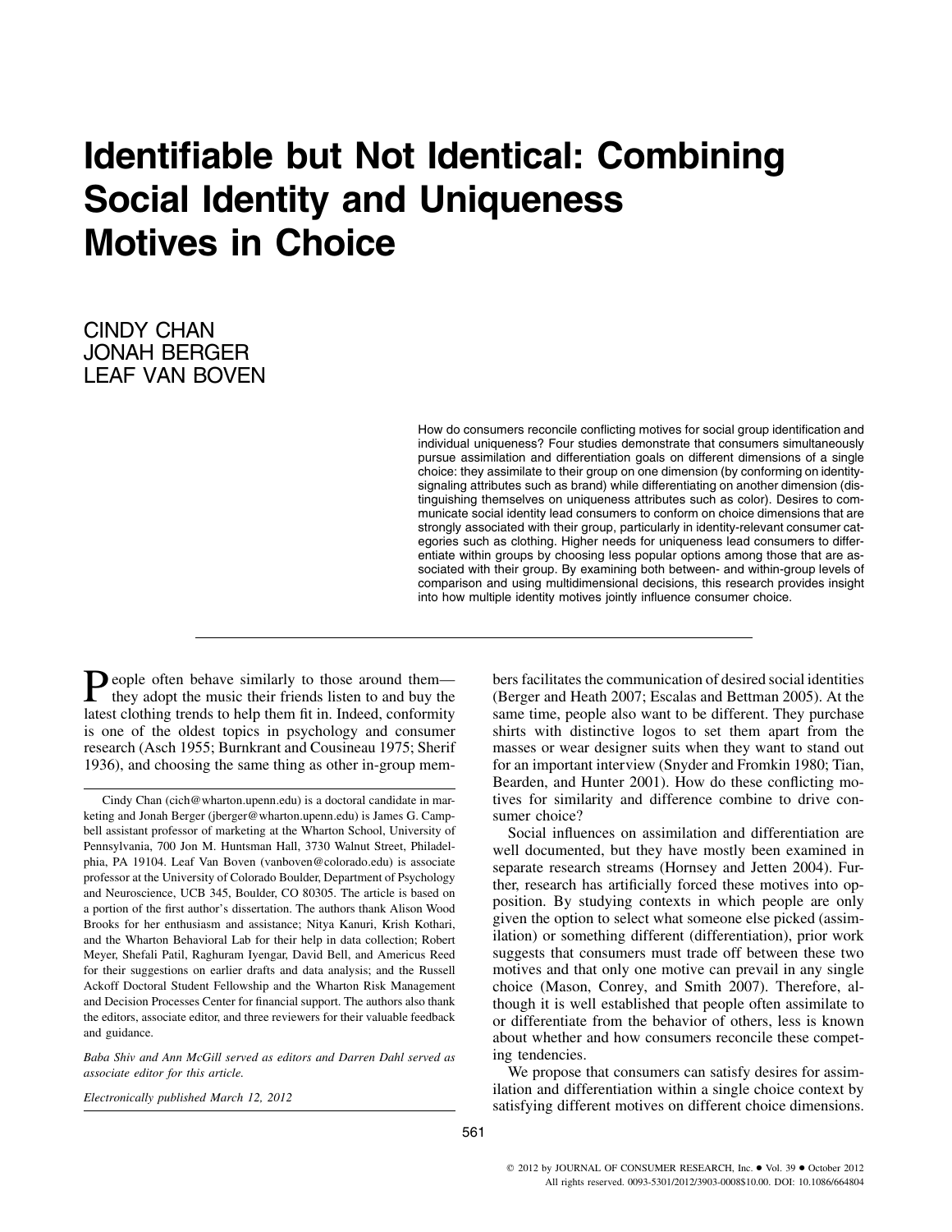# Identifiable but Not Identical: Combining Social Identity and Uniqueness Motives in Choice

CINDY CHAN
JONAH BERGER
LEAF VAN BOVEN

How do consumers reconcile conflicting motives for social group identification and individual uniqueness? Four studies demonstrate that consumers simultaneously pursue assimilation and differentiation goals on different dimensions of a single choice: they assimilate to their group on one dimension (by conforming on identity-signaling attributes such as brand) while differentiating on another dimension (distinguishing themselves on uniqueness attributes such as color). Desires to communicate social identity lead consumers to conform on choice dimensions that are strongly associated with their group, particularly in identity-relevant consumer categories such as clothing. Higher needs for uniqueness lead consumers to differentiate within groups by choosing less popular options among those that are associated with their group. By examining both between- and within-group levels of comparison and using multidimensional decisions, this research provides insight into how multiple identity motives jointly influence consumer choice.

People often behave similarly to those around them—they adopt the music their friends listen to and buy the latest clothing trends to help them fit in. Indeed, conformity is one of the oldest topics in psychology and consumer research (Asch 1955; Burnkrant and Cousineau 1975; Sherif 1936), and choosing the same thing as other in-group members facilitates the communication of desired social identities (Berger and Heath 2007; Escalas and Bettman 2005). At the same time, people also want to be different. They purchase shirts with distinctive logos to set them apart from the masses or wear designer suits when they want to stand out for an important interview (Snyder and Fromkin 1980; Tian, Bearden, and Hunter 2001). How do these conflicting motives for similarity and difference combine to drive consumer choice?

Social influences on assimilation and differentiation are well documented, but they have mostly been examined in separate research streams (Hornsey and Jetten 2004). Further, research has artificially forced these motives into opposition. By studying contexts in which people are only given the option to select what someone else picked (assimilation) or something different (differentiation), prior work suggests that consumers must trade off between these two motives and that only one motive can prevail in any single choice (Mason, Conrey, and Smith 2007). Therefore, although it is well established that people often assimilate to or differentiate from the behavior of others, less is known about whether and how consumers reconcile these competing tendencies.

We propose that consumers can satisfy desires for assimilation and differentiation within a single choice context by satisfying different motives on different choice dimensions.

Cindy Chan (cich@wharton.upenn.edu) is a doctoral candidate in marketing and Jonah Berger (jberger@wharton.upenn.edu) is James G. Campbell assistant professor of marketing at the Wharton School, University of Pennsylvania, 700 Jon M. Huntsman Hall, 3730 Walnut Street, Philadelphia, PA 19104. Leaf Van Boven (vanboven@colorado.edu) is associate professor at the University of Colorado Boulder, Department of Psychology and Neuroscience, UCB 345, Boulder, CO 80305. The article is based on a portion of the first author's dissertation. The authors thank Alison Wood Brooks for her enthusiasm and assistance; Nitya Kanuri, Krish Kothari, and the Wharton Behavioral Lab for their help in data collection; Robert Meyer, Shefali Patil, Raghuram Iyengar, David Bell, and Americus Reed for their suggestions on earlier drafts and data analysis; and the Russell Ackoff Doctoral Student Fellowship and the Wharton Risk Management and Decision Processes Center for financial support. The authors also thank the editors, associate editor, and three reviewers for their valuable feedback and guidance.

*Baba Shiv and Ann McGill served as editors and Darren Dahl served as associate editor for this article.*

*Electronically published March 12, 2012*

© 2012 by JOURNAL OF CONSUMER RESEARCH, Inc. • Vol. 39 • October 2012
All rights reserved. 0093-5301/2012/3903-0008$10.00. DOI: 10.1086/664804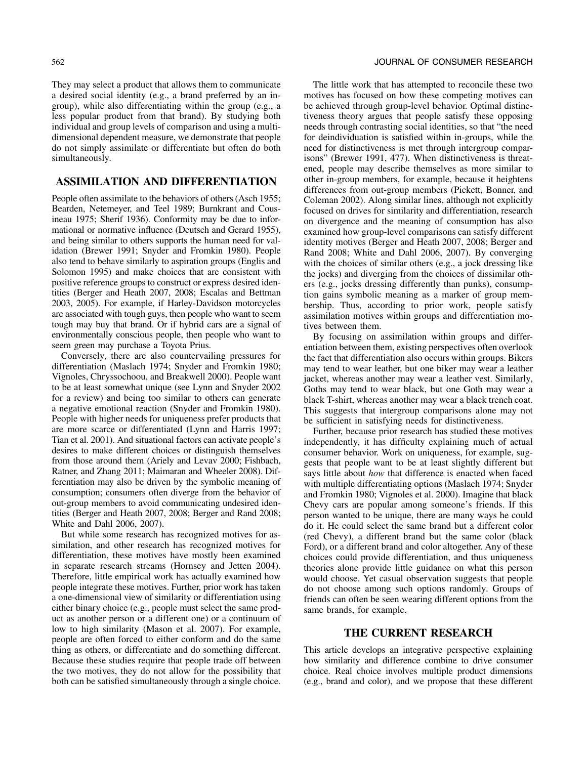They may select a product that allows them to communicate a desired social identity (e.g., a brand preferred by an in-group), while also differentiating within the group (e.g., a less popular product from that brand). By studying both individual and group levels of comparison and using a multidimensional dependent measure, we demonstrate that people do not simply assimilate or differentiate but often do both simultaneously.

## ASSIMILATION AND DIFFERENTIATION

People often assimilate to the behaviors of others (Asch 1955; Bearden, Netemeyer, and Teel 1989; Burnkrant and Cousineau 1975; Sherif 1936). Conformity may be due to informational or normative influence (Deutsch and Gerard 1955), and being similar to others supports the human need for validation (Brewer 1991; Snyder and Fromkin 1980). People also tend to behave similarly to aspiration groups (Englis and Solomon 1995) and make choices that are consistent with positive reference groups to construct or express desired identities (Berger and Heath 2007, 2008; Escalas and Bettman 2003, 2005). For example, if Harley-Davidson motorcycles are associated with tough guys, then people who want to seem tough may buy that brand. Or if hybrid cars are a signal of environmentally conscious people, then people who want to seem green may purchase a Toyota Prius.

Conversely, there are also countervailing pressures for differentiation (Maslach 1974; Snyder and Fromkin 1980; Vignoles, Chryssochoou, and Breakwell 2000). People want to be at least somewhat unique (see Lynn and Snyder 2002 for a review) and being too similar to others can generate a negative emotional reaction (Snyder and Fromkin 1980). People with higher needs for uniqueness prefer products that are more scarce or differentiated (Lynn and Harris 1997; Tian et al. 2001). And situational factors can activate people's desires to make different choices or distinguish themselves from those around them (Ariely and Levav 2000; Fishbach, Ratner, and Zhang 2011; Maimaran and Wheeler 2008). Differentiation may also be driven by the symbolic meaning of consumption; consumers often diverge from the behavior of out-group members to avoid communicating undesired identities (Berger and Heath 2007, 2008; Berger and Rand 2008; White and Dahl 2006, 2007).

But while some research has recognized motives for assimilation, and other research has recognized motives for differentiation, these motives have mostly been examined in separate research streams (Hornsey and Jetten 2004). Therefore, little empirical work has actually examined how people integrate these motives. Further, prior work has taken a one-dimensional view of similarity or differentiation using either binary choice (e.g., people must select the same product as another person or a different one) or a continuum of low to high similarity (Mason et al. 2007). For example, people are often forced to either conform and do the same thing as others, or differentiate and do something different. Because these studies require that people trade off between the two motives, they do not allow for the possibility that both can be satisfied simultaneously through a single choice.

The little work that has attempted to reconcile these two motives has focused on how these competing motives can be achieved through group-level behavior. Optimal distinctiveness theory argues that people satisfy these opposing needs through contrasting social identities, so that "the need for deindividuation is satisfied within in-groups, while the need for distinctiveness is met through intergroup comparisons" (Brewer 1991, 477). When distinctiveness is threatened, people may describe themselves as more similar to other in-group members, for example, because it heightens differences from out-group members (Pickett, Bonner, and Coleman 2002). Along similar lines, although not explicitly focused on drives for similarity and differentiation, research on divergence and the meaning of consumption has also examined how group-level comparisons can satisfy different identity motives (Berger and Heath 2007, 2008; Berger and Rand 2008; White and Dahl 2006, 2007). By converging with the choices of similar others (e.g., a jock dressing like the jocks) and diverging from the choices of dissimilar others (e.g., jocks dressing differently than punks), consumption gains symbolic meaning as a marker of group membership. Thus, according to prior work, people satisfy assimilation motives within groups and differentiation motives between them.

By focusing on assimilation within groups and differentiation between them, existing perspectives often overlook the fact that differentiation also occurs within groups. Bikers may tend to wear leather, but one biker may wear a leather jacket, whereas another may wear a leather vest. Similarly, Goths may tend to wear black, but one Goth may wear a black T-shirt, whereas another may wear a black trench coat. This suggests that intergroup comparisons alone may not be sufficient in satisfying needs for distinctiveness.

Further, because prior research has studied these motives independently, it has difficulty explaining much of actual consumer behavior. Work on uniqueness, for example, suggests that people want to be at least slightly different but says little about *how* that difference is enacted when faced with multiple differentiating options (Maslach 1974; Snyder and Fromkin 1980; Vignoles et al. 2000). Imagine that black Chevy cars are popular among someone's friends. If this person wanted to be unique, there are many ways he could do it. He could select the same brand but a different color (red Chevy), a different brand but the same color (black Ford), or a different brand and color altogether. Any of these choices could provide differentiation, and thus uniqueness theories alone provide little guidance on what this person would choose. Yet casual observation suggests that people do not choose among such options randomly. Groups of friends can often be seen wearing different options from the same brands, for example.

## THE CURRENT RESEARCH

This article develops an integrative perspective explaining how similarity and difference combine to drive consumer choice. Real choice involves multiple product dimensions (e.g., brand and color), and we propose that these different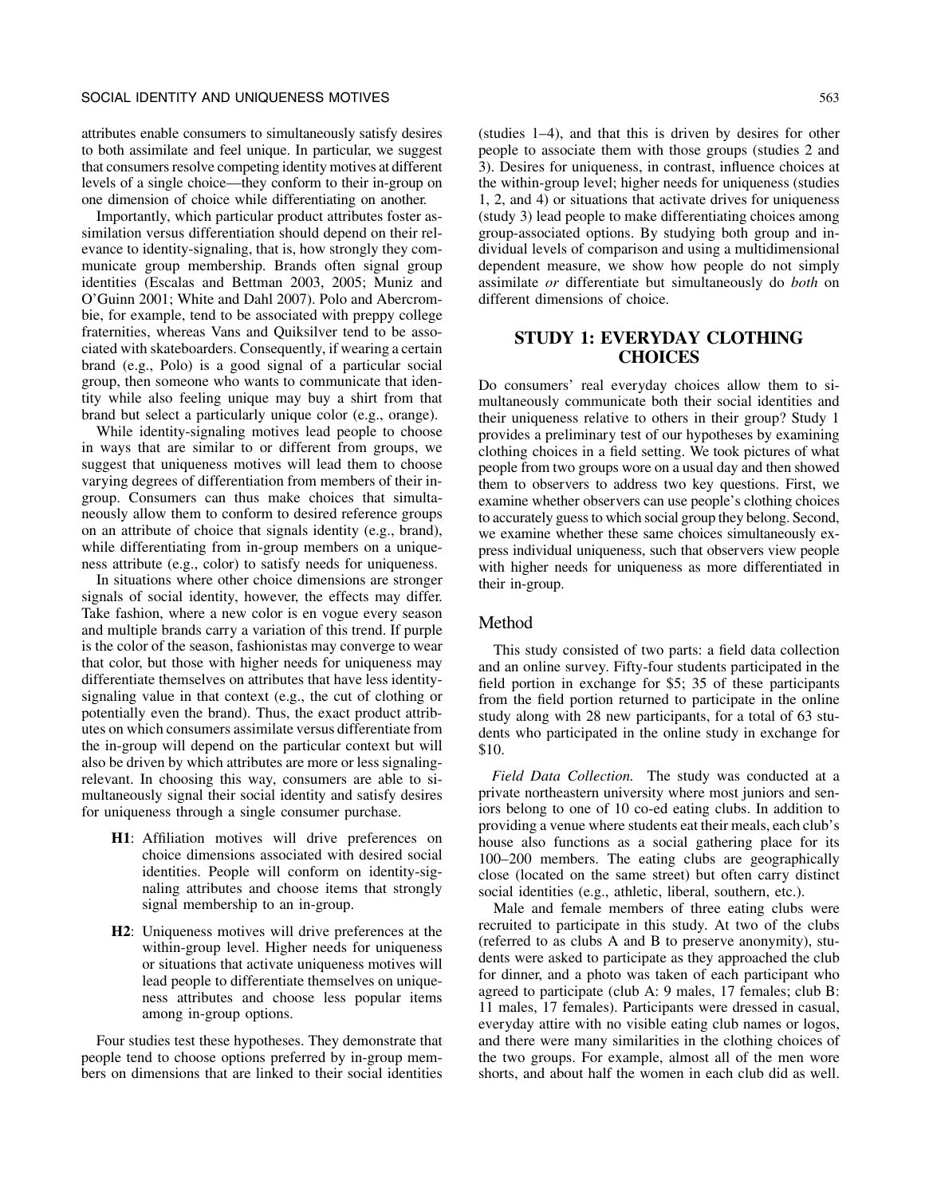attributes enable consumers to simultaneously satisfy desires to both assimilate and feel unique. In particular, we suggest that consumers resolve competing identity motives at different levels of a single choice—they conform to their in-group on one dimension of choice while differentiating on another.

Importantly, which particular product attributes foster assimilation versus differentiation should depend on their relevance to identity-signaling, that is, how strongly they communicate group membership. Brands often signal group identities (Escalas and Bettman 2003, 2005; Muniz and O'Guinn 2001; White and Dahl 2007). Polo and Abercrombie, for example, tend to be associated with preppy college fraternities, whereas Vans and Quiksilver tend to be associated with skateboarders. Consequently, if wearing a certain brand (e.g., Polo) is a good signal of a particular social group, then someone who wants to communicate that identity while also feeling unique may buy a shirt from that brand but select a particularly unique color (e.g., orange).

While identity-signaling motives lead people to choose in ways that are similar to or different from groups, we suggest that uniqueness motives will lead them to choose varying degrees of differentiation from members of their in-group. Consumers can thus make choices that simultaneously allow them to conform to desired reference groups on an attribute of choice that signals identity (e.g., brand), while differentiating from in-group members on a uniqueness attribute (e.g., color) to satisfy needs for uniqueness.

In situations where other choice dimensions are stronger signals of social identity, however, the effects may differ. Take fashion, where a new color is en vogue every season and multiple brands carry a variation of this trend. If purple is the color of the season, fashionistas may converge to wear that color, but those with higher needs for uniqueness may differentiate themselves on attributes that have less identity-signaling value in that context (e.g., the cut of clothing or potentially even the brand). Thus, the exact product attributes on which consumers assimilate versus differentiate from the in-group will depend on the particular context but will also be driven by which attributes are more or less signaling-relevant. In choosing this way, consumers are able to simultaneously signal their social identity and satisfy desires for uniqueness through a single consumer purchase.

- **H1**: Affiliation motives will drive preferences on choice dimensions associated with desired social identities. People will conform on identity-signaling attributes and choose items that strongly signal membership to an in-group.
- **H2**: Uniqueness motives will drive preferences at the within-group level. Higher needs for uniqueness or situations that activate uniqueness motives will lead people to differentiate themselves on uniqueness attributes and choose less popular items among in-group options.

Four studies test these hypotheses. They demonstrate that people tend to choose options preferred by in-group members on dimensions that are linked to their social identities (studies 1–4), and that this is driven by desires for other people to associate them with those groups (studies 2 and 3). Desires for uniqueness, in contrast, influence choices at the within-group level; higher needs for uniqueness (studies 1, 2, and 4) or situations that activate drives for uniqueness (study 3) lead people to make differentiating choices among group-associated options. By studying both group and individual levels of comparison and using a multidimensional dependent measure, we show how people do not simply assimilate *or* differentiate but simultaneously do *both* on different dimensions of choice.

## STUDY 1: EVERYDAY CLOTHING CHOICES

Do consumers' real everyday choices allow them to simultaneously communicate both their social identities and their uniqueness relative to others in their group? Study 1 provides a preliminary test of our hypotheses by examining clothing choices in a field setting. We took pictures of what people from two groups wore on a usual day and then showed them to observers to address two key questions. First, we examine whether observers can use people's clothing choices to accurately guess to which social group they belong. Second, we examine whether these same choices simultaneously express individual uniqueness, such that observers view people with higher needs for uniqueness as more differentiated in their in-group.

### Method

This study consisted of two parts: a field data collection and an online survey. Fifty-four students participated in the field portion in exchange for $5; 35 of these participants from the field portion returned to participate in the online study along with 28 new participants, for a total of 63 students who participated in the online study in exchange for $10.

*Field Data Collection.* The study was conducted at a private northeastern university where most juniors and seniors belong to one of 10 co-ed eating clubs. In addition to providing a venue where students eat their meals, each club's house also functions as a social gathering place for its 100–200 members. The eating clubs are geographically close (located on the same street) but often carry distinct social identities (e.g., athletic, liberal, southern, etc.).

Male and female members of three eating clubs were recruited to participate in this study. At two of the clubs (referred to as clubs A and B to preserve anonymity), students were asked to participate as they approached the club for dinner, and a photo was taken of each participant who agreed to participate (club A: 9 males, 17 females; club B: 11 males, 17 females). Participants were dressed in casual, everyday attire with no visible eating club names or logos, and there were many similarities in the clothing choices of the two groups. For example, almost all of the men wore shorts, and about half the women in each club did as well.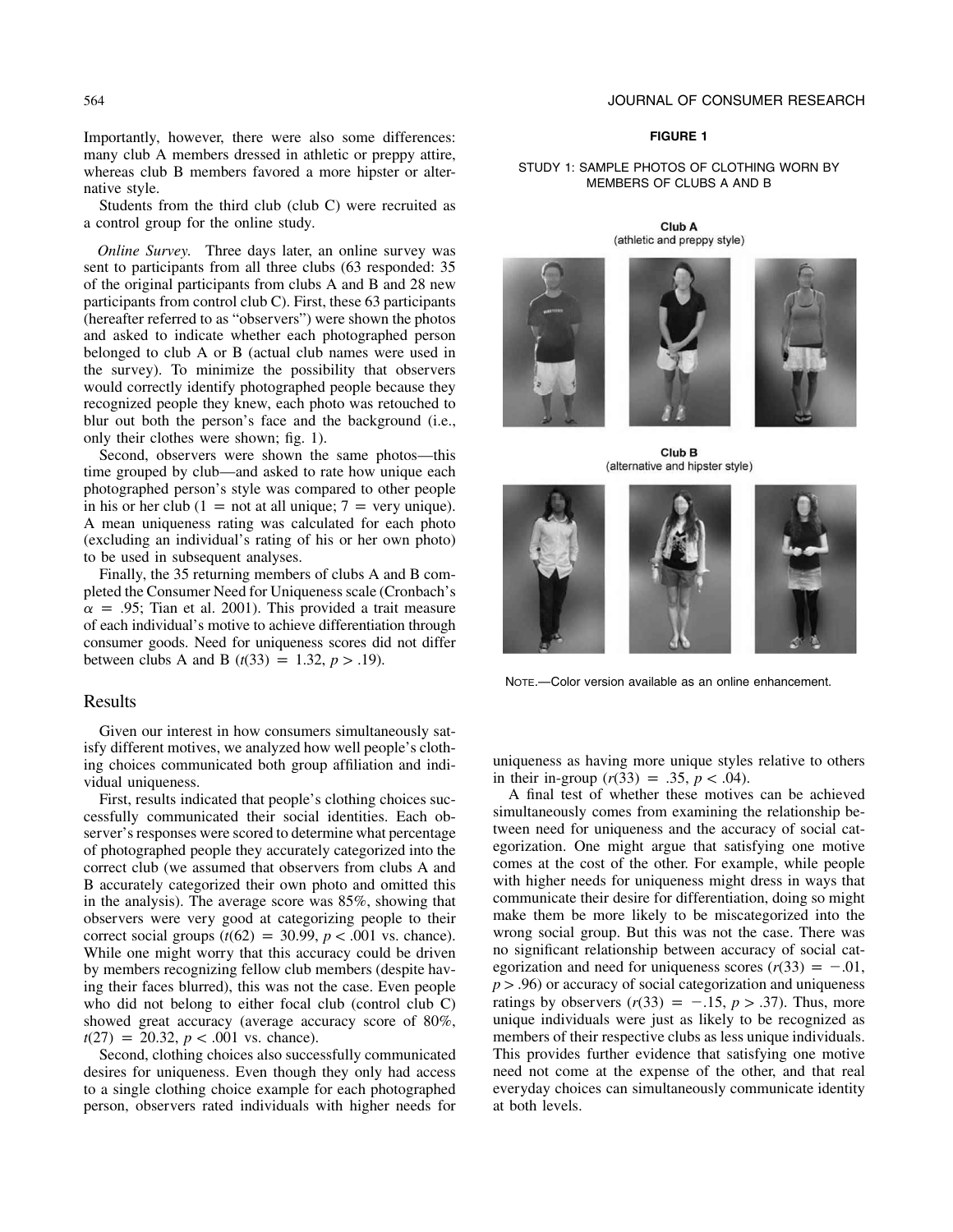Importantly, however, there were also some differences: many club A members dressed in athletic or preppy attire, whereas club B members favored a more hipster or alternative style.

Students from the third club (club C) were recruited as a control group for the online study.

*Online Survey.* Three days later, an online survey was sent to participants from all three clubs (63 responded: 35 of the original participants from clubs A and B and 28 new participants from control club C). First, these 63 participants (hereafter referred to as "observers") were shown the photos and asked to indicate whether each photographed person belonged to club A or B (actual club names were used in the survey). To minimize the possibility that observers would correctly identify photographed people because they recognized people they knew, each photo was retouched to blur out both the person's face and the background (i.e., only their clothes were shown; fig. 1).

Second, observers were shown the same photos—this time grouped by club—and asked to rate how unique each photographed person's style was compared to other people in his or her club (1 = not at all unique; 7 = very unique). A mean uniqueness rating was calculated for each photo (excluding an individual's rating of his or her own photo) to be used in subsequent analyses.

Finally, the 35 returning members of clubs A and B completed the Consumer Need for Uniqueness scale (Cronbach's $\alpha = .95$; Tian et al. 2001). This provided a trait measure of each individual's motive to achieve differentiation through consumer goods. Need for uniqueness scores did not differ between clubs A and B ($t(33) = 1.32$, $p > .19$).

**FIGURE 1**

STUDY 1: SAMPLE PHOTOS OF CLOTHING WORN BY MEMBERS OF CLUBS A AND B

Club A (athletic and preppy style)

Club B (alternative and hipster style)

NOTE.—Color version available as an online enhancement.

## Results

Given our interest in how consumers simultaneously satisfy different motives, we analyzed how well people's clothing choices communicated both group affiliation and individual uniqueness.

First, results indicated that people's clothing choices successfully communicated their social identities. Each observer's responses were scored to determine what percentage of photographed people they accurately categorized into the correct club (we assumed that observers from clubs A and B accurately categorized their own photo and omitted this in the analysis). The average score was 85%, showing that observers were very good at categorizing people to their correct social groups ($t(62) = 30.99$, $p < .001$ vs. chance). While one might worry that this accuracy could be driven by members recognizing fellow club members (despite having their faces blurred), this was not the case. Even people who did not belong to either focal club (control club C) showed great accuracy (average accuracy score of 80%, $t(27) = 20.32$, $p < .001$ vs. chance).

Second, clothing choices also successfully communicated desires for uniqueness. Even though they only had access to a single clothing choice example for each photographed person, observers rated individuals with higher needs for uniqueness as having more unique styles relative to others in their in-group ($r(33) = .35$, $p < .04$).

A final test of whether these motives can be achieved simultaneously comes from examining the relationship between need for uniqueness and the accuracy of social categorization. One might argue that satisfying one motive comes at the cost of the other. For example, while people with higher needs for uniqueness might dress in ways that communicate their desire for differentiation, doing so might make them be more likely to be miscategorized into the wrong social group. But this was not the case. There was no significant relationship between accuracy of social categorization and need for uniqueness scores ($r(33) = -.01$, $p > .96$) or accuracy of social categorization and uniqueness ratings by observers ($r(33) = -.15$, $p > .37$). Thus, more unique individuals were just as likely to be recognized as members of their respective clubs as less unique individuals. This provides further evidence that satisfying one motive need not come at the expense of the other, and that real everyday choices can simultaneously communicate identity at both levels.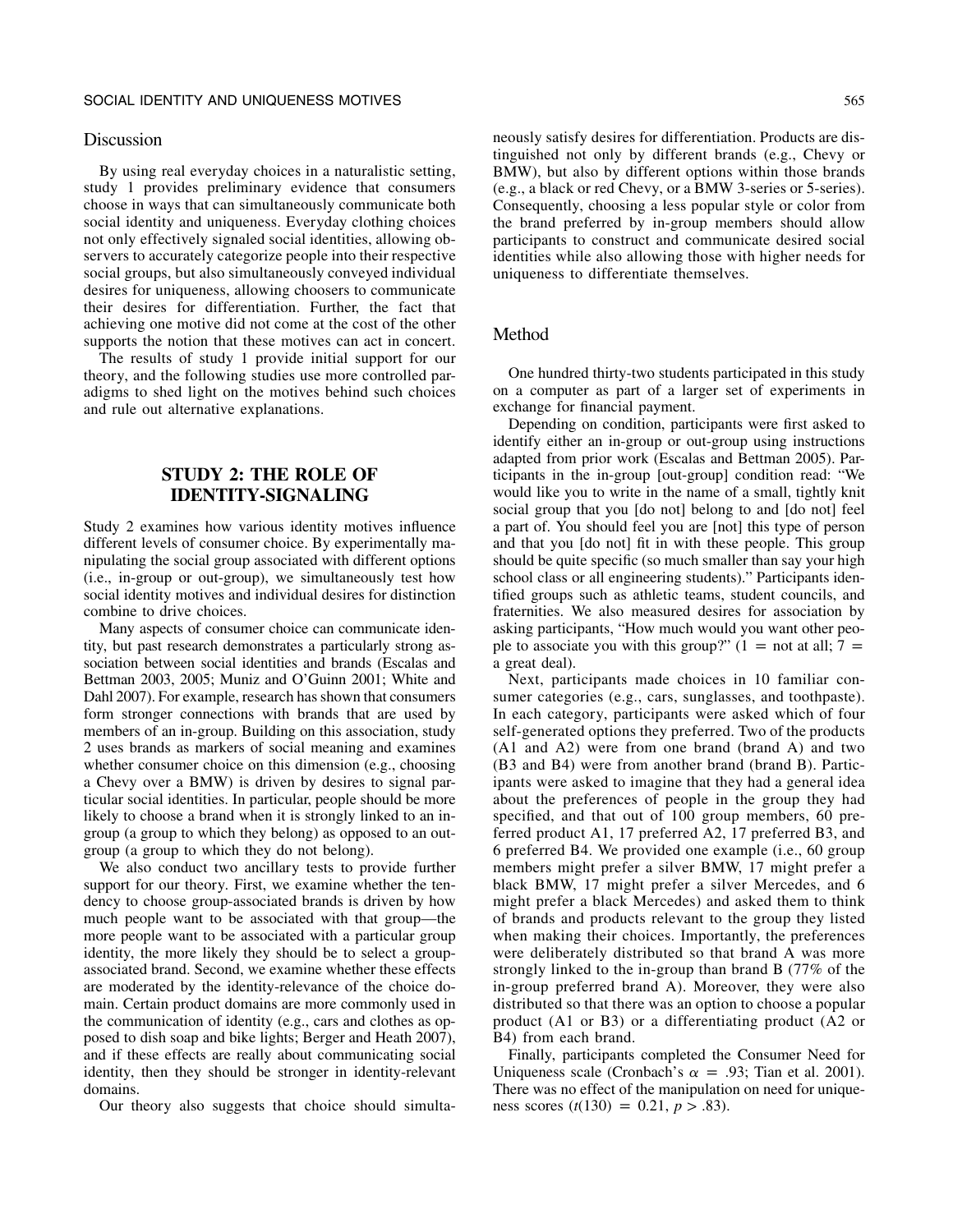## Discussion

By using real everyday choices in a naturalistic setting, study 1 provides preliminary evidence that consumers choose in ways that can simultaneously communicate both social identity and uniqueness. Everyday clothing choices not only effectively signaled social identities, allowing observers to accurately categorize people into their respective social groups, but also simultaneously conveyed individual desires for uniqueness, allowing choosers to communicate their desires for differentiation. Further, the fact that achieving one motive did not come at the cost of the other supports the notion that these motives can act in concert.

The results of study 1 provide initial support for our theory, and the following studies use more controlled paradigms to shed light on the motives behind such choices and rule out alternative explanations.

# STUDY 2: THE ROLE OF IDENTITY-SIGNALING

Study 2 examines how various identity motives influence different levels of consumer choice. By experimentally manipulating the social group associated with different options (i.e., in-group or out-group), we simultaneously test how social identity motives and individual desires for distinction combine to drive choices.

Many aspects of consumer choice can communicate identity, but past research demonstrates a particularly strong association between social identities and brands (Escalas and Bettman 2003, 2005; Muniz and O'Guinn 2001; White and Dahl 2007). For example, research has shown that consumers form stronger connections with brands that are used by members of an in-group. Building on this association, study 2 uses brands as markers of social meaning and examines whether consumer choice on this dimension (e.g., choosing a Chevy over a BMW) is driven by desires to signal particular social identities. In particular, people should be more likely to choose a brand when it is strongly linked to an in-group (a group to which they belong) as opposed to an out-group (a group to which they do not belong).

We also conduct two ancillary tests to provide further support for our theory. First, we examine whether the tendency to choose group-associated brands is driven by how much people want to be associated with that group—the more people want to be associated with a particular group identity, the more likely they should be to select a group-associated brand. Second, we examine whether these effects are moderated by the identity-relevance of the choice domain. Certain product domains are more commonly used in the communication of identity (e.g., cars and clothes as opposed to dish soap and bike lights; Berger and Heath 2007), and if these effects are really about communicating social identity, then they should be stronger in identity-relevant domains.

Our theory also suggests that choice should simultaneously satisfy desires for differentiation. Products are distinguished not only by different brands (e.g., Chevy or BMW), but also by different options within those brands (e.g., a black or red Chevy, or a BMW 3-series or 5-series). Consequently, choosing a less popular style or color from the brand preferred by in-group members should allow participants to construct and communicate desired social identities while also allowing those with higher needs for uniqueness to differentiate themselves.

## Method

One hundred thirty-two students participated in this study on a computer as part of a larger set of experiments in exchange for financial payment.

Depending on condition, participants were first asked to identify either an in-group or out-group using instructions adapted from prior work (Escalas and Bettman 2005). Participants in the in-group [out-group] condition read: "We would like you to write in the name of a small, tightly knit social group that you [do not] belong to and [do not] feel a part of. You should feel you are [not] this type of person and that you [do not] fit in with these people. This group should be quite specific (so much smaller than say your high school class or all engineering students)." Participants identified groups such as athletic teams, student councils, and fraternities. We also measured desires for association by asking participants, "How much would you want other people to associate you with this group?" ($1$ = not at all; $7$ = a great deal).

Next, participants made choices in 10 familiar consumer categories (e.g., cars, sunglasses, and toothpaste). In each category, participants were asked which of four self-generated options they preferred. Two of the products (A1 and A2) were from one brand (brand A) and two (B3 and B4) were from another brand (brand B). Participants were asked to imagine that they had a general idea about the preferences of people in the group they had specified, and that out of 100 group members, 60 preferred product A1, 17 preferred A2, 17 preferred B3, and 6 preferred B4. We provided one example (i.e., 60 group members might prefer a silver BMW, 17 might prefer a black BMW, 17 might prefer a silver Mercedes, and 6 might prefer a black Mercedes) and asked them to think of brands and products relevant to the group they listed when making their choices. Importantly, the preferences were deliberately distributed so that brand A was more strongly linked to the in-group than brand B (77% of the in-group preferred brand A). Moreover, they were also distributed so that there was an option to choose a popular product (A1 or B3) or a differentiating product (A2 or B4) from each brand.

Finally, participants completed the Consumer Need for Uniqueness scale (Cronbach's $\alpha = .93$; Tian et al. 2001). There was no effect of the manipulation on need for uniqueness scores ($t(130) = 0.21$, $p > .83$).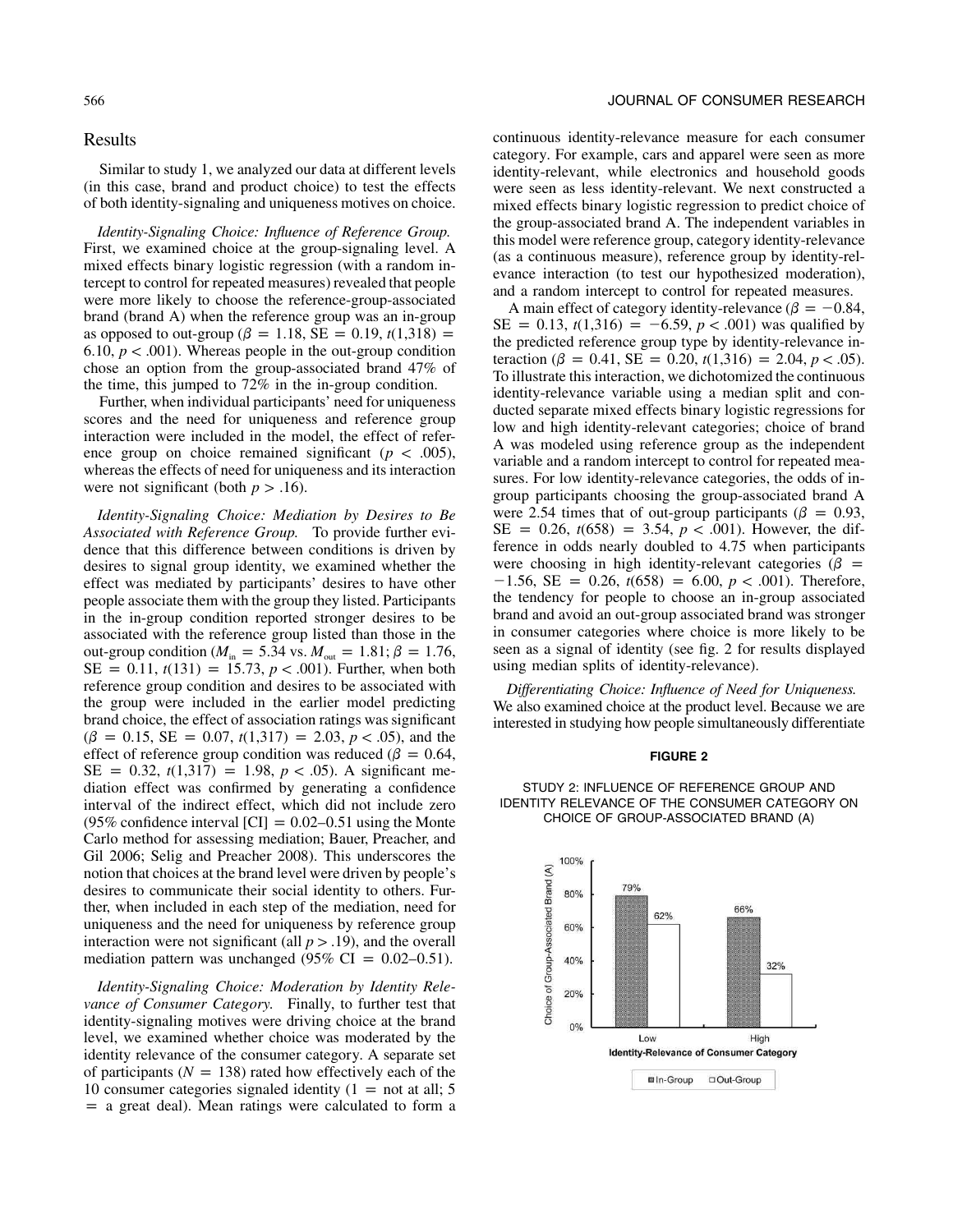## Results

Similar to study 1, we analyzed our data at different levels (in this case, brand and product choice) to test the effects of both identity-signaling and uniqueness motives on choice.

*Identity-Signaling Choice: Influence of Reference Group.* First, we examined choice at the group-signaling level. A mixed effects binary logistic regression (with a random intercept to control for repeated measures) revealed that people were more likely to choose the reference-group-associated brand (brand A) when the reference group was an in-group as opposed to out-group ($\beta = 1.18$, SE $= 0.19$, $t(1{,}318) = 6.10$, $p < .001$). Whereas people in the out-group condition chose an option from the group-associated brand 47% of the time, this jumped to 72% in the in-group condition.

Further, when individual participants' need for uniqueness scores and the need for uniqueness and reference group interaction were included in the model, the effect of reference group on choice remained significant ($p < .005$), whereas the effects of need for uniqueness and its interaction were not significant (both $p > .16$).

*Identity-Signaling Choice: Mediation by Desires to Be Associated with Reference Group.* To provide further evidence that this difference between conditions is driven by desires to signal group identity, we examined whether the effect was mediated by participants' desires to have other people associate them with the group they listed. Participants in the in-group condition reported stronger desires to be associated with the reference group listed than those in the out-group condition ($M_{in} = 5.34$ vs. $M_{out} = 1.81$; $\beta = 1.76$, SE $= 0.11$, $t(131) = 15.73$, $p < .001$). Further, when both reference group condition and desires to be associated with the group were included in the earlier model predicting brand choice, the effect of association ratings was significant ($\beta = 0.15$, SE $= 0.07$, $t(1{,}317) = 2.03$, $p < .05$), and the effect of reference group condition was reduced ($\beta = 0.64$, SE $= 0.32$, $t(1{,}317) = 1.98$, $p < .05$). A significant mediation effect was confirmed by generating a confidence interval of the indirect effect, which did not include zero (95% confidence interval [CI] = 0.02–0.51 using the Monte Carlo method for assessing mediation; Bauer, Preacher, and Gil 2006; Selig and Preacher 2008). This underscores the notion that choices at the brand level were driven by people's desires to communicate their social identity to others. Further, when included in each step of the mediation, need for uniqueness and the need for uniqueness by reference group interaction were not significant (all $p > .19$), and the overall mediation pattern was unchanged (95% CI = 0.02–0.51).

*Identity-Signaling Choice: Moderation by Identity Relevance of Consumer Category.* Finally, to further test that identity-signaling motives were driving choice at the brand level, we examined whether choice was moderated by the identity relevance of the consumer category. A separate set of participants ($N = 138$) rated how effectively each of the 10 consumer categories signaled identity (1 = not at all; 5 = a great deal). Mean ratings were calculated to form a continuous identity-relevance measure for each consumer category. For example, cars and apparel were seen as more identity-relevant, while electronics and household goods were seen as less identity-relevant. We next constructed a mixed effects binary logistic regression to predict choice of the group-associated brand A. The independent variables in this model were reference group, category identity-relevance (as a continuous measure), reference group by identity-relevance interaction (to test our hypothesized moderation), and a random intercept to control for repeated measures.

A main effect of category identity-relevance ($\beta = -0.84$, SE $= 0.13$, $t(1{,}316) = -6.59$, $p < .001$) was qualified by the predicted reference group type by identity-relevance interaction ($\beta = 0.41$, SE $= 0.20$, $t(1{,}316) = 2.04$, $p < .05$). To illustrate this interaction, we dichotomized the continuous identity-relevance variable using a median split and conducted separate mixed effects binary logistic regressions for low and high identity-relevant categories; choice of brand A was modeled using reference group as the independent variable and a random intercept to control for repeated measures. For low identity-relevance categories, the odds of in-group participants choosing the group-associated brand A were 2.54 times that of out-group participants ($\beta = 0.93$, SE $= 0.26$, $t(658) = 3.54$, $p < .001$). However, the difference in odds nearly doubled to 4.75 when participants were choosing in high identity-relevant categories ($\beta = -1.56$, SE $= 0.26$, $t(658) = 6.00$, $p < .001$). Therefore, the tendency for people to choose an in-group associated brand and avoid an out-group associated brand was stronger in consumer categories where choice is more likely to be seen as a signal of identity (see fig. 2 for results displayed using median splits of identity-relevance).

*Differentiating Choice: Influence of Need for Uniqueness.* We also examined choice at the product level. Because we are interested in studying how people simultaneously differentiate

**FIGURE 2**

STUDY 2: INFLUENCE OF REFERENCE GROUP AND IDENTITY RELEVANCE OF THE CONSUMER CATEGORY ON CHOICE OF GROUP-ASSOCIATED BRAND (A)

| Identity-Relevance of Consumer Category | In-Group | Out-Group |
|---|---|---|
| Low | 79% | 62% |
| High | 66% | 32% |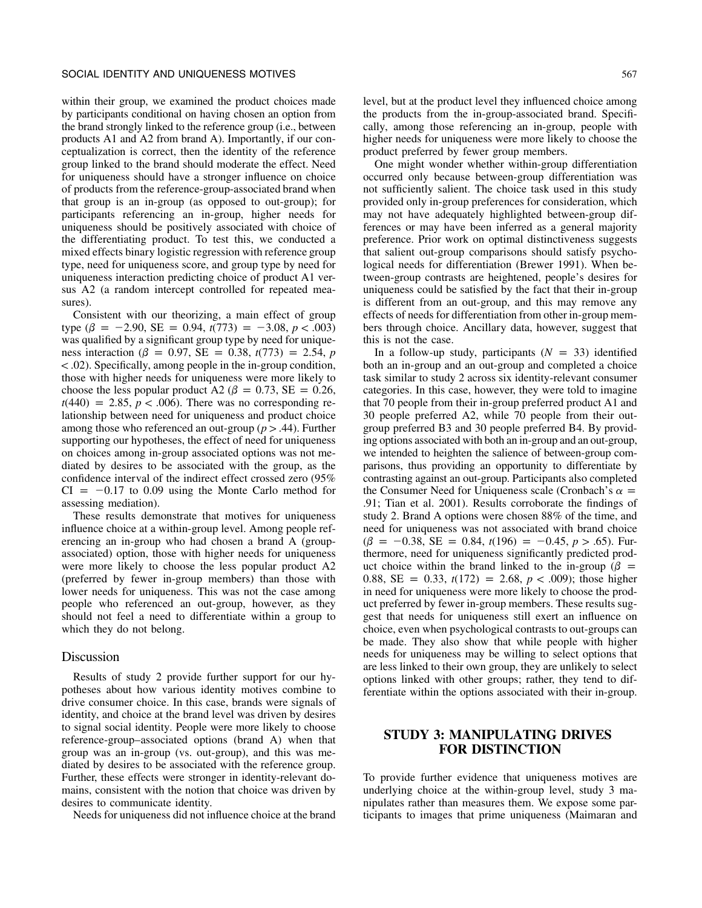within their group, we examined the product choices made by participants conditional on having chosen an option from the brand strongly linked to the reference group (i.e., between products A1 and A2 from brand A). Importantly, if our conceptualization is correct, then the identity of the reference group linked to the brand should moderate the effect. Need for uniqueness should have a stronger influence on choice of products from the reference-group-associated brand when that group is an in-group (as opposed to out-group); for participants referencing an in-group, higher needs for uniqueness should be positively associated with choice of the differentiating product. To test this, we conducted a mixed effects binary logistic regression with reference group type, need for uniqueness score, and group type by need for uniqueness interaction predicting choice of product A1 versus A2 (a random intercept controlled for repeated measures).

Consistent with our theorizing, a main effect of group type ($\beta = -2.90$, SE $= 0.94$, $t(773) = -3.08$, $p < .003$) was qualified by a significant group type by need for uniqueness interaction ($\beta = 0.97$, SE $= 0.38$, $t(773) = 2.54$, $p < .02$). Specifically, among people in the in-group condition, those with higher needs for uniqueness were more likely to choose the less popular product A2 ($\beta = 0.73$, SE $= 0.26$, $t(440) = 2.85$, $p < .006$). There was no corresponding relationship between need for uniqueness and product choice among those who referenced an out-group ($p > .44$). Further supporting our hypotheses, the effect of need for uniqueness on choices among in-group associated options was not mediated by desires to be associated with the group, as the confidence interval of the indirect effect crossed zero (95% CI $= -0.17$ to 0.09 using the Monte Carlo method for assessing mediation).

These results demonstrate that motives for uniqueness influence choice at a within-group level. Among people referencing an in-group who had chosen a brand A (group-associated) option, those with higher needs for uniqueness were more likely to choose the less popular product A2 (preferred by fewer in-group members) than those with lower needs for uniqueness. This was not the case among people who referenced an out-group, however, as they should not feel a need to differentiate within a group to which they do not belong.

## Discussion

Results of study 2 provide further support for our hypotheses about how various identity motives combine to drive consumer choice. In this case, brands were signals of identity, and choice at the brand level was driven by desires to signal social identity. People were more likely to choose reference-group–associated options (brand A) when that group was an in-group (vs. out-group), and this was mediated by desires to be associated with the reference group. Further, these effects were stronger in identity-relevant domains, consistent with the notion that choice was driven by desires to communicate identity.

Needs for uniqueness did not influence choice at the brand level, but at the product level they influenced choice among the products from the in-group-associated brand. Specifically, among those referencing an in-group, people with higher needs for uniqueness were more likely to choose the product preferred by fewer group members.

One might wonder whether within-group differentiation occurred only because between-group differentiation was not sufficiently salient. The choice task used in this study provided only in-group preferences for consideration, which may not have adequately highlighted between-group differences or may have been inferred as a general majority preference. Prior work on optimal distinctiveness suggests that salient out-group comparisons should satisfy psychological needs for differentiation (Brewer 1991). When between-group contrasts are heightened, people's desires for uniqueness could be satisfied by the fact that their in-group is different from an out-group, and this may remove any effects of needs for differentiation from other in-group members through choice. Ancillary data, however, suggest that this is not the case.

In a follow-up study, participants ($N = 33$) identified both an in-group and an out-group and completed a choice task similar to study 2 across six identity-relevant consumer categories. In this case, however, they were told to imagine that 70 people from their in-group preferred product A1 and 30 people preferred A2, while 70 people from their out-group preferred B3 and 30 people preferred B4. By providing options associated with both an in-group and an out-group, we intended to heighten the salience of between-group comparisons, thus providing an opportunity to differentiate by contrasting against an out-group. Participants also completed the Consumer Need for Uniqueness scale (Cronbach's $\alpha = .91$; Tian et al. 2001). Results corroborate the findings of study 2. Brand A options were chosen 88% of the time, and need for uniqueness was not associated with brand choice ($\beta = -0.38$, SE $= 0.84$, $t(196) = -0.45$, $p > .65$). Furthermore, need for uniqueness significantly predicted product choice within the brand linked to the in-group ($\beta = 0.88$, SE $= 0.33$, $t(172) = 2.68$, $p < .009$); those higher in need for uniqueness were more likely to choose the product preferred by fewer in-group members. These results suggest that needs for uniqueness still exert an influence on choice, even when psychological contrasts to out-groups can be made. They also show that while people with higher needs for uniqueness may be willing to select options that are less linked to their own group, they are unlikely to select options linked with other groups; rather, they tend to differentiate within the options associated with their in-group.

# STUDY 3: MANIPULATING DRIVES FOR DISTINCTION

To provide further evidence that uniqueness motives are underlying choice at the within-group level, study 3 manipulates rather than measures them. We expose some participants to images that prime uniqueness (Maimaran and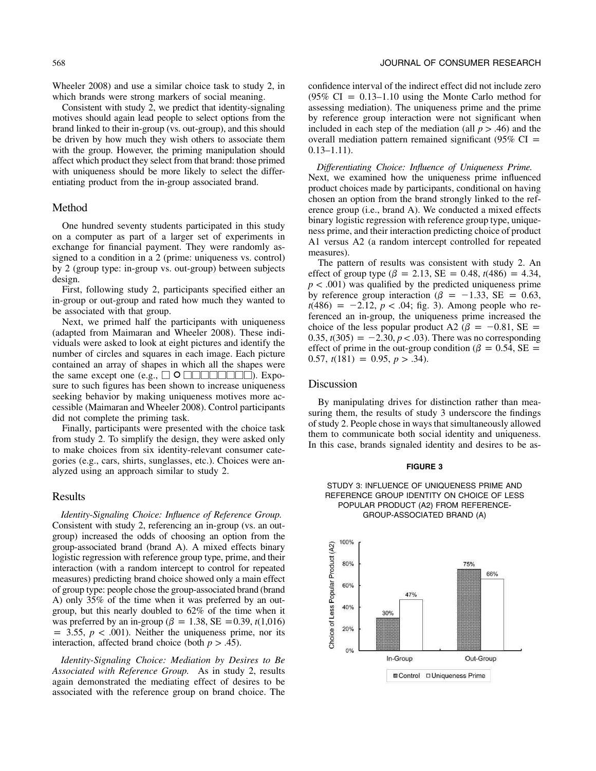Wheeler 2008) and use a similar choice task to study 2, in which brands were strong markers of social meaning.

Consistent with study 2, we predict that identity-signaling motives should again lead people to select options from the brand linked to their in-group (vs. out-group), and this should be driven by how much they wish others to associate them with the group. However, the priming manipulation should affect which product they select from that brand: those primed with uniqueness should be more likely to select the differentiating product from the in-group associated brand.

## Method

One hundred seventy students participated in this study on a computer as part of a larger set of experiments in exchange for financial payment. They were randomly assigned to a condition in a 2 (prime: uniqueness vs. control) by 2 (group type: in-group vs. out-group) between subjects design.

First, following study 2, participants specified either an in-group or out-group and rated how much they wanted to be associated with that group.

Next, we primed half the participants with uniqueness (adapted from Maimaran and Wheeler 2008). These individuals were asked to look at eight pictures and identify the number of circles and squares in each image. Each picture contained an array of shapes in which all the shapes were the same except one (e.g., □ ○ □□□□□□□□). Exposure to such figures has been shown to increase uniqueness seeking behavior by making uniqueness motives more accessible (Maimaran and Wheeler 2008). Control participants did not complete the priming task.

Finally, participants were presented with the choice task from study 2. To simplify the design, they were asked only to make choices from six identity-relevant consumer categories (e.g., cars, shirts, sunglasses, etc.). Choices were analyzed using an approach similar to study 2.

## Results

*Identity-Signaling Choice: Influence of Reference Group.* Consistent with study 2, referencing an in-group (vs. an out-group) increased the odds of choosing an option from the group-associated brand (brand A). A mixed effects binary logistic regression with reference group type, prime, and their interaction (with a random intercept to control for repeated measures) predicting brand choice showed only a main effect of group type: people chose the group-associated brand (brand A) only 35% of the time when it was preferred by an out-group, but this nearly doubled to 62% of the time when it was preferred by an in-group ($\beta = 1.38$, SE $= 0.39$, $t(1{,}016) = 3.55$, $p < .001$). Neither the uniqueness prime, nor its interaction, affected brand choice (both $p > .45$).

*Identity-Signaling Choice: Mediation by Desires to Be Associated with Reference Group.* As in study 2, results again demonstrated the mediating effect of desires to be associated with the reference group on brand choice. The confidence interval of the indirect effect did not include zero (95% CI = 0.13–1.10 using the Monte Carlo method for assessing mediation). The uniqueness prime and the prime by reference group interaction were not significant when included in each step of the mediation (all $p > .46$) and the overall mediation pattern remained significant (95% CI = 0.13–1.11).

*Differentiating Choice: Influence of Uniqueness Prime.* Next, we examined how the uniqueness prime influenced product choices made by participants, conditional on having chosen an option from the brand strongly linked to the reference group (i.e., brand A). We conducted a mixed effects binary logistic regression with reference group type, uniqueness prime, and their interaction predicting choice of product A1 versus A2 (a random intercept controlled for repeated measures).

The pattern of results was consistent with study 2. An effect of group type ($\beta = 2.13$, SE $= 0.48$, $t(486) = 4.34$, $p < .001$) was qualified by the predicted uniqueness prime by reference group interaction ($\beta = -1.33$, SE $= 0.63$, $t(486) = -2.12$, $p < .04$; fig. 3). Among people who referenced an in-group, the uniqueness prime increased the choice of the less popular product A2 ($\beta = -0.81$, SE $= 0.35$, $t(305) = -2.30$, $p < .03$). There was no corresponding effect of prime in the out-group condition ($\beta = 0.54$, SE $= 0.57$, $t(181) = 0.95$, $p > .34$).

## Discussion

By manipulating drives for distinction rather than measuring them, the results of study 3 underscore the findings of study 2. People chose in ways that simultaneously allowed them to communicate both social identity and uniqueness. In this case, brands signaled identity and desires to be as-

**FIGURE 3**

STUDY 3: INFLUENCE OF UNIQUENESS PRIME AND REFERENCE GROUP IDENTITY ON CHOICE OF LESS POPULAR PRODUCT (A2) FROM REFERENCE-GROUP-ASSOCIATED BRAND (A)

| Choice of Less Popular Product (A2) | Control | Uniqueness Prime |
|---|---|---|
| In-Group | 30% | 47% |
| Out-Group | 75% | 66% |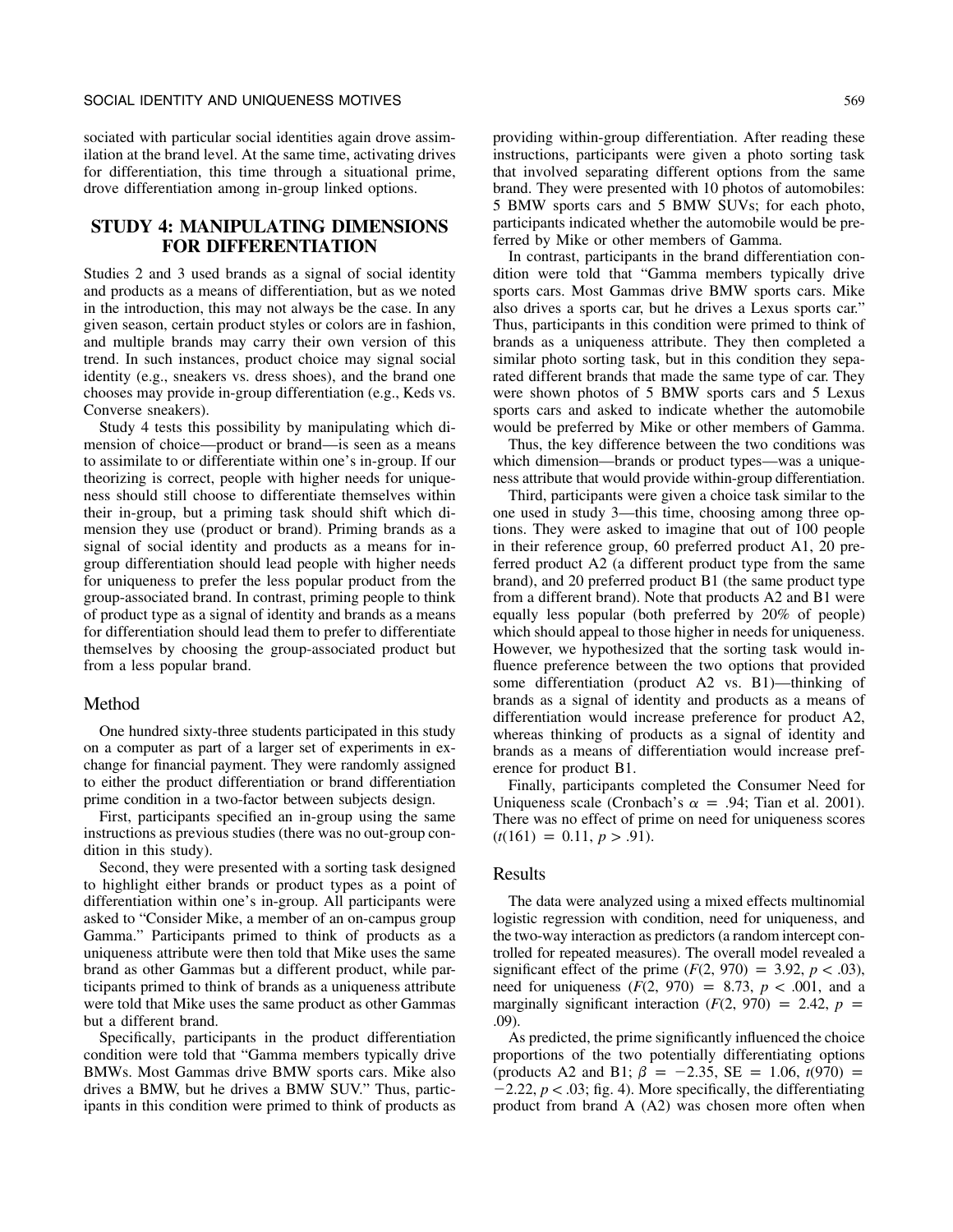sociated with particular social identities again drove assimilation at the brand level. At the same time, activating drives for differentiation, this time through a situational prime, drove differentiation among in-group linked options.

## STUDY 4: MANIPULATING DIMENSIONS FOR DIFFERENTIATION

Studies 2 and 3 used brands as a signal of social identity and products as a means of differentiation, but as we noted in the introduction, this may not always be the case. In any given season, certain product styles or colors are in fashion, and multiple brands may carry their own version of this trend. In such instances, product choice may signal social identity (e.g., sneakers vs. dress shoes), and the brand one chooses may provide in-group differentiation (e.g., Keds vs. Converse sneakers).

Study 4 tests this possibility by manipulating which dimension of choice—product or brand—is seen as a means to assimilate to or differentiate within one's in-group. If our theorizing is correct, people with higher needs for uniqueness should still choose to differentiate themselves within their in-group, but a priming task should shift which dimension they use (product or brand). Priming brands as a signal of social identity and products as a means for in-group differentiation should lead people with higher needs for uniqueness to prefer the less popular product from the group-associated brand. In contrast, priming people to think of product type as a signal of identity and brands as a means for differentiation should lead them to prefer to differentiate themselves by choosing the group-associated product but from a less popular brand.

### Method

One hundred sixty-three students participated in this study on a computer as part of a larger set of experiments in exchange for financial payment. They were randomly assigned to either the product differentiation or brand differentiation prime condition in a two-factor between subjects design.

First, participants specified an in-group using the same instructions as previous studies (there was no out-group condition in this study).

Second, they were presented with a sorting task designed to highlight either brands or product types as a point of differentiation within one's in-group. All participants were asked to "Consider Mike, a member of an on-campus group Gamma." Participants primed to think of products as a uniqueness attribute were then told that Mike uses the same brand as other Gammas but a different product, while participants primed to think of brands as a uniqueness attribute were told that Mike uses the same product as other Gammas but a different brand.

Specifically, participants in the product differentiation condition were told that "Gamma members typically drive BMWs. Most Gammas drive BMW sports cars. Mike also drives a BMW, but he drives a BMW SUV." Thus, participants in this condition were primed to think of products as providing within-group differentiation. After reading these instructions, participants were given a photo sorting task that involved separating different options from the same brand. They were presented with 10 photos of automobiles: 5 BMW sports cars and 5 BMW SUVs; for each photo, participants indicated whether the automobile would be preferred by Mike or other members of Gamma.

In contrast, participants in the brand differentiation condition were told that "Gamma members typically drive sports cars. Most Gammas drive BMW sports cars. Mike also drives a sports car, but he drives a Lexus sports car." Thus, participants in this condition were primed to think of brands as a uniqueness attribute. They then completed a similar photo sorting task, but in this condition they separated different brands that made the same type of car. They were shown photos of 5 BMW sports cars and 5 Lexus sports cars and asked to indicate whether the automobile would be preferred by Mike or other members of Gamma.

Thus, the key difference between the two conditions was which dimension—brands or product types—was a uniqueness attribute that would provide within-group differentiation.

Third, participants were given a choice task similar to the one used in study 3—this time, choosing among three options. They were asked to imagine that out of 100 people in their reference group, 60 preferred product A1, 20 preferred product A2 (a different product type from the same brand), and 20 preferred product B1 (the same product type from a different brand). Note that products A2 and B1 were equally less popular (both preferred by 20% of people) which should appeal to those higher in needs for uniqueness. However, we hypothesized that the sorting task would influence preference between the two options that provided some differentiation (product A2 vs. B1)—thinking of brands as a signal of identity and products as a means of differentiation would increase preference for product A2, whereas thinking of products as a signal of identity and brands as a means of differentiation would increase preference for product B1.

Finally, participants completed the Consumer Need for Uniqueness scale (Cronbach's $\alpha = .94$; Tian et al. 2001). There was no effect of prime on need for uniqueness scores ($t(161) = 0.11$, $p > .91$).

### Results

The data were analyzed using a mixed effects multinomial logistic regression with condition, need for uniqueness, and the two-way interaction as predictors (a random intercept controlled for repeated measures). The overall model revealed a significant effect of the prime ($F(2, 970) = 3.92$, $p < .03$), need for uniqueness ($F(2, 970) = 8.73$, $p < .001$, and a marginally significant interaction ($F(2, 970) = 2.42$, $p = .09$).

As predicted, the prime significantly influenced the choice proportions of the two potentially differentiating options (products A2 and B1; $\beta = -2.35$, SE $= 1.06$, $t(970) = -2.22$, $p < .03$; fig. 4). More specifically, the differentiating product from brand A (A2) was chosen more often when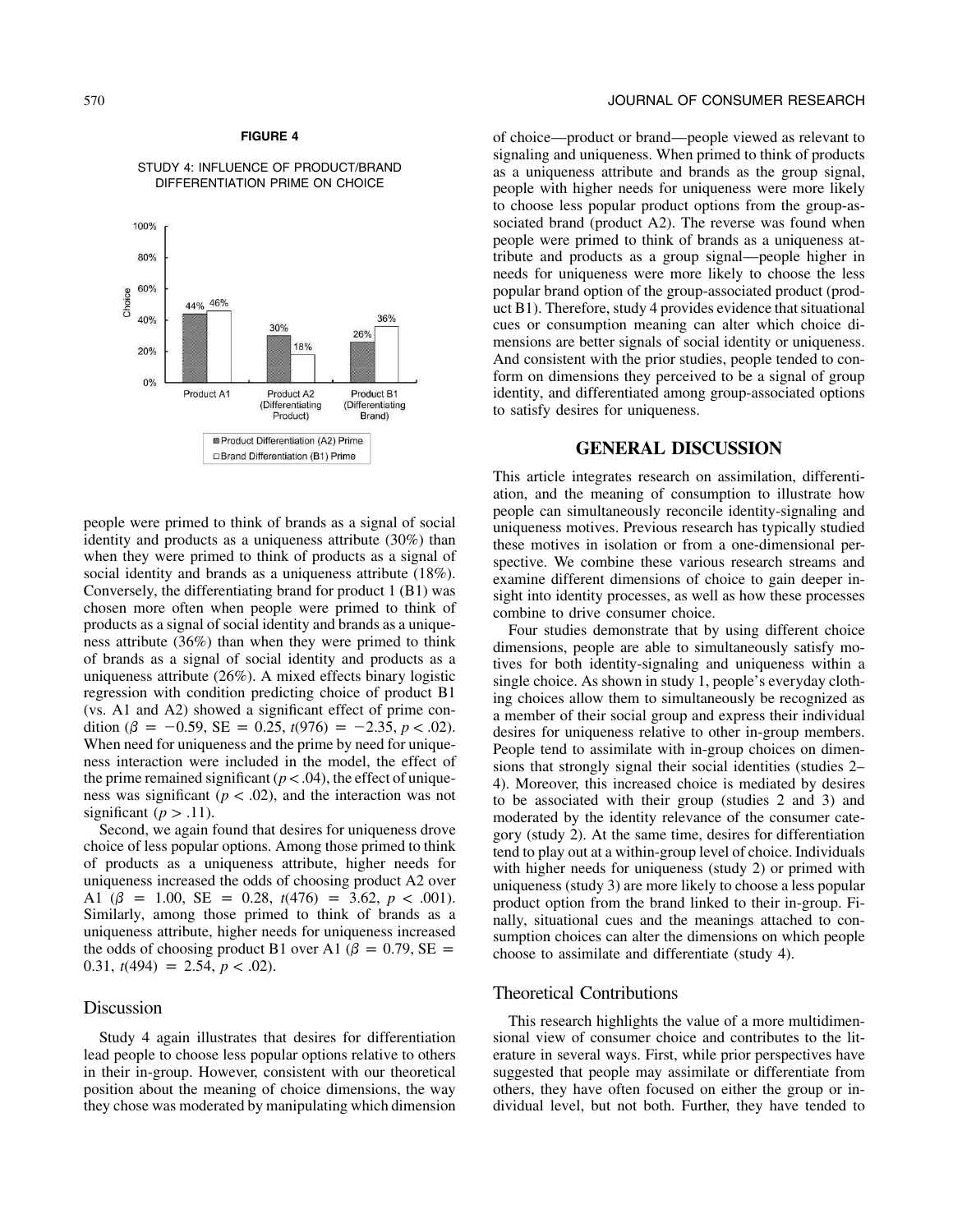**FIGURE 4**

STUDY 4: INFLUENCE OF PRODUCT/BRAND DIFFERENTIATION PRIME ON CHOICE

100%
80%
60%
40%
20%
0%
Choice
44% 46%
30% 18%
26% 36%
Product A1
Product A2 (Differentiating Product)
Product B1 (Differentiating Brand)
Product Differentiation (A2) Prime
Brand Differentiation (B1) Prime

people were primed to think of brands as a signal of social identity and products as a uniqueness attribute (30%) than when they were primed to think of products as a signal of social identity and brands as a uniqueness attribute (18%). Conversely, the differentiating brand for product 1 (B1) was chosen more often when people were primed to think of products as a signal of social identity and brands as a uniqueness attribute (36%) than when they were primed to think of brands as a signal of social identity and products as a uniqueness attribute (26%). A mixed effects binary logistic regression with condition predicting choice of product B1 (vs. A1 and A2) showed a significant effect of prime condition ($\beta = -0.59$, SE = 0.25, $t(976) = -2.35$, $p < .02$). When need for uniqueness and the prime by need for uniqueness interaction were included in the model, the effect of the prime remained significant ($p < .04$), the effect of uniqueness was significant ($p < .02$), and the interaction was not significant ($p > .11$).

Second, we again found that desires for uniqueness drove choice of less popular options. Among those primed to think of products as a uniqueness attribute, higher needs for uniqueness increased the odds of choosing product A2 over A1 ($\beta = 1.00$, SE = 0.28, $t(476) = 3.62$, $p < .001$). Similarly, among those primed to think of brands as a uniqueness attribute, higher needs for uniqueness increased the odds of choosing product B1 over A1 ($\beta = 0.79$, SE = 0.31, $t(494) = 2.54$, $p < .02$).

## Discussion

Study 4 again illustrates that desires for differentiation lead people to choose less popular options relative to others in their in-group. However, consistent with our theoretical position about the meaning of choice dimensions, the way they chose was moderated by manipulating which dimension of choice—product or brand—people viewed as relevant to signaling and uniqueness. When primed to think of products as a uniqueness attribute and brands as the group signal, people with higher needs for uniqueness were more likely to choose less popular product options from the group-associated brand (product A2). The reverse was found when people were primed to think of brands as a uniqueness attribute and products as a group signal—people higher in needs for uniqueness were more likely to choose the less popular brand option of the group-associated product (product B1). Therefore, study 4 provides evidence that situational cues or consumption meaning can alter which choice dimensions are better signals of social identity or uniqueness. And consistent with the prior studies, people tended to conform on dimensions they perceived to be a signal of group identity, and differentiated among group-associated options to satisfy desires for uniqueness.

# GENERAL DISCUSSION

This article integrates research on assimilation, differentiation, and the meaning of consumption to illustrate how people can simultaneously reconcile identity-signaling and uniqueness motives. Previous research has typically studied these motives in isolation or from a one-dimensional perspective. We combine these various research streams and examine different dimensions of choice to gain deeper insight into identity processes, as well as how these processes combine to drive consumer choice.

Four studies demonstrate that by using different choice dimensions, people are able to simultaneously satisfy motives for both identity-signaling and uniqueness within a single choice. As shown in study 1, people's everyday clothing choices allow them to simultaneously be recognized as a member of their social group and express their individual desires for uniqueness relative to other in-group members. People tend to assimilate with in-group choices on dimensions that strongly signal their social identities (studies 2–4). Moreover, this increased choice is mediated by desires to be associated with their group (studies 2 and 3) and moderated by the identity relevance of the consumer category (study 2). At the same time, desires for differentiation tend to play out at a within-group level of choice. Individuals with higher needs for uniqueness (study 2) or primed with uniqueness (study 3) are more likely to choose a less popular product option from the brand linked to their in-group. Finally, situational cues and the meanings attached to consumption choices can alter the dimensions on which people choose to assimilate and differentiate (study 4).

## Theoretical Contributions

This research highlights the value of a more multidimensional view of consumer choice and contributes to the literature in several ways. First, while prior perspectives have suggested that people may assimilate or differentiate from others, they have often focused on either the group or individual level, but not both. Further, they have tended to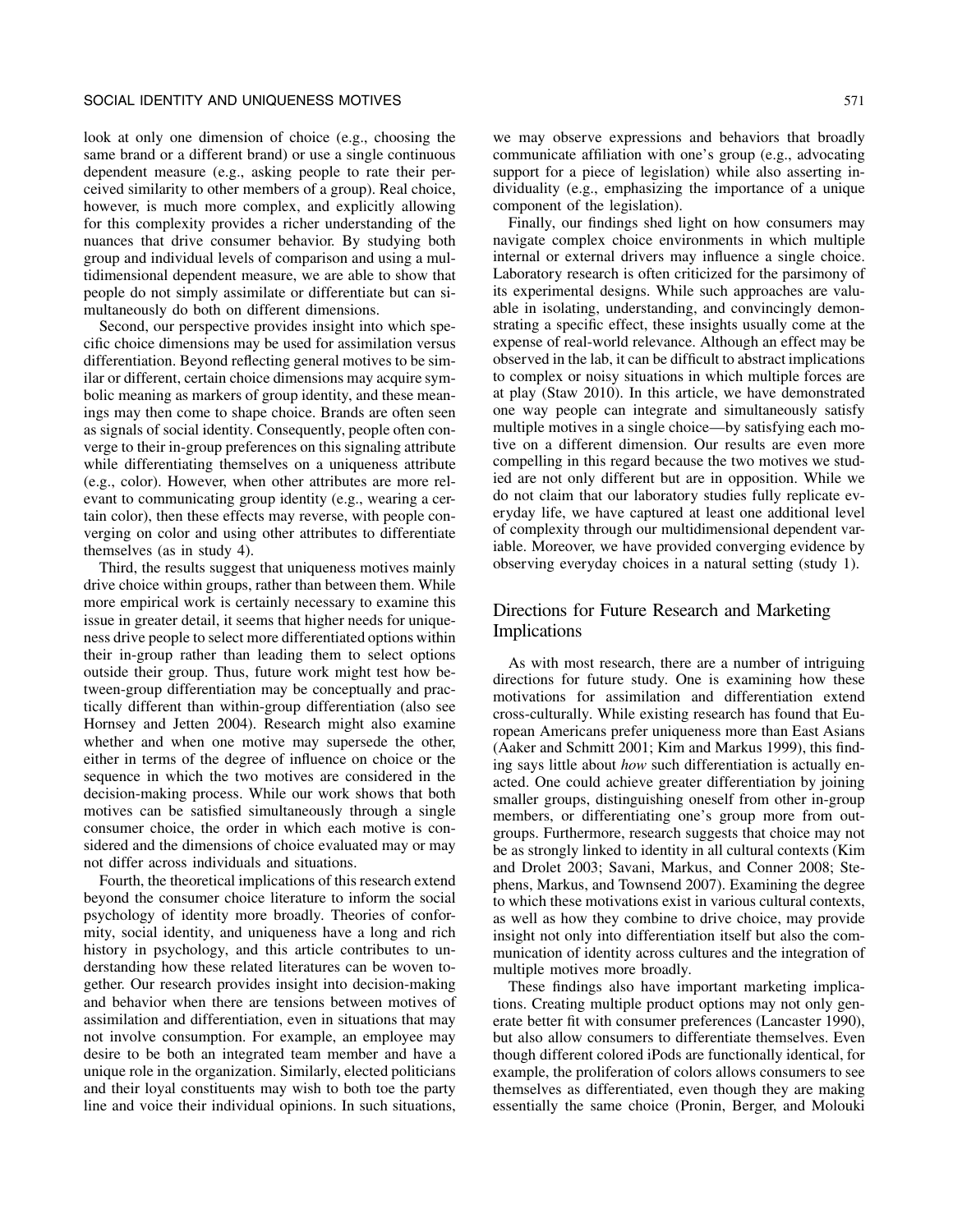look at only one dimension of choice (e.g., choosing the same brand or a different brand) or use a single continuous dependent measure (e.g., asking people to rate their perceived similarity to other members of a group). Real choice, however, is much more complex, and explicitly allowing for this complexity provides a richer understanding of the nuances that drive consumer behavior. By studying both group and individual levels of comparison and using a multidimensional dependent measure, we are able to show that people do not simply assimilate or differentiate but can simultaneously do both on different dimensions.

Second, our perspective provides insight into which specific choice dimensions may be used for assimilation versus differentiation. Beyond reflecting general motives to be similar or different, certain choice dimensions may acquire symbolic meaning as markers of group identity, and these meanings may then come to shape choice. Brands are often seen as signals of social identity. Consequently, people often converge to their in-group preferences on this signaling attribute while differentiating themselves on a uniqueness attribute (e.g., color). However, when other attributes are more relevant to communicating group identity (e.g., wearing a certain color), then these effects may reverse, with people converging on color and using other attributes to differentiate themselves (as in study 4).

Third, the results suggest that uniqueness motives mainly drive choice within groups, rather than between them. While more empirical work is certainly necessary to examine this issue in greater detail, it seems that higher needs for uniqueness drive people to select more differentiated options within their in-group rather than leading them to select options outside their group. Thus, future work might test how between-group differentiation may be conceptually and practically different than within-group differentiation (also see Hornsey and Jetten 2004). Research might also examine whether and when one motive may supersede the other, either in terms of the degree of influence on choice or the sequence in which the two motives are considered in the decision-making process. While our work shows that both motives can be satisfied simultaneously through a single consumer choice, the order in which each motive is considered and the dimensions of choice evaluated may or may not differ across individuals and situations.

Fourth, the theoretical implications of this research extend beyond the consumer choice literature to inform the social psychology of identity more broadly. Theories of conformity, social identity, and uniqueness have a long and rich history in psychology, and this article contributes to understanding how these related literatures can be woven together. Our research provides insight into decision-making and behavior when there are tensions between motives of assimilation and differentiation, even in situations that may not involve consumption. For example, an employee may desire to be both an integrated team member and have a unique role in the organization. Similarly, elected politicians and their loyal constituents may wish to both toe the party line and voice their individual opinions. In such situations, we may observe expressions and behaviors that broadly communicate affiliation with one's group (e.g., advocating support for a piece of legislation) while also asserting individuality (e.g., emphasizing the importance of a unique component of the legislation).

Finally, our findings shed light on how consumers may navigate complex choice environments in which multiple internal or external drivers may influence a single choice. Laboratory research is often criticized for the parsimony of its experimental designs. While such approaches are valuable in isolating, understanding, and convincingly demonstrating a specific effect, these insights usually come at the expense of real-world relevance. Although an effect may be observed in the lab, it can be difficult to abstract implications to complex or noisy situations in which multiple forces are at play (Staw 2010). In this article, we have demonstrated one way people can integrate and simultaneously satisfy multiple motives in a single choice—by satisfying each motive on a different dimension. Our results are even more compelling in this regard because the two motives we studied are not only different but are in opposition. While we do not claim that our laboratory studies fully replicate everyday life, we have captured at least one additional level of complexity through our multidimensional dependent variable. Moreover, we have provided converging evidence by observing everyday choices in a natural setting (study 1).

## Directions for Future Research and Marketing Implications

As with most research, there are a number of intriguing directions for future study. One is examining how these motivations for assimilation and differentiation extend cross-culturally. While existing research has found that European Americans prefer uniqueness more than East Asians (Aaker and Schmitt 2001; Kim and Markus 1999), this finding says little about *how* such differentiation is actually enacted. One could achieve greater differentiation by joining smaller groups, distinguishing oneself from other in-group members, or differentiating one's group more from outgroups. Furthermore, research suggests that choice may not be as strongly linked to identity in all cultural contexts (Kim and Drolet 2003; Savani, Markus, and Conner 2008; Stephens, Markus, and Townsend 2007). Examining the degree to which these motivations exist in various cultural contexts, as well as how they combine to drive choice, may provide insight not only into differentiation itself but also the communication of identity across cultures and the integration of multiple motives more broadly.

These findings also have important marketing implications. Creating multiple product options may not only generate better fit with consumer preferences (Lancaster 1990), but also allow consumers to differentiate themselves. Even though different colored iPods are functionally identical, for example, the proliferation of colors allows consumers to see themselves as differentiated, even though they are making essentially the same choice (Pronin, Berger, and Molouki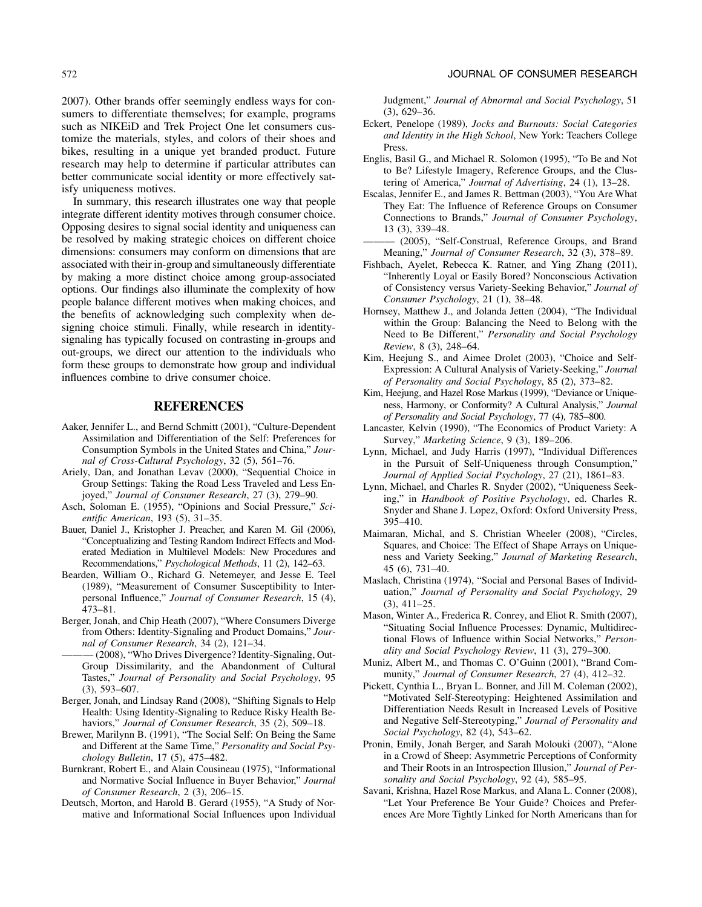2007). Other brands offer seemingly endless ways for consumers to differentiate themselves; for example, programs such as NIKEiD and Trek Project One let consumers customize the materials, styles, and colors of their shoes and bikes, resulting in a unique yet branded product. Future research may help to determine if particular attributes can better communicate social identity or more effectively satisfy uniqueness motives.

In summary, this research illustrates one way that people integrate different identity motives through consumer choice. Opposing desires to signal social identity and uniqueness can be resolved by making strategic choices on different choice dimensions: consumers may conform on dimensions that are associated with their in-group and simultaneously differentiate by making a more distinct choice among group-associated options. Our findings also illuminate the complexity of how people balance different motives when making choices, and the benefits of acknowledging such complexity when designing choice stimuli. Finally, while research in identity-signaling has typically focused on contrasting in-groups and out-groups, we direct our attention to the individuals who form these groups to demonstrate how group and individual influences combine to drive consumer choice.

## REFERENCES

Aaker, Jennifer L., and Bernd Schmitt (2001), "Culture-Dependent Assimilation and Differentiation of the Self: Preferences for Consumption Symbols in the United States and China," *Journal of Cross-Cultural Psychology*, 32 (5), 561–76.

Ariely, Dan, and Jonathan Levav (2000), "Sequential Choice in Group Settings: Taking the Road Less Traveled and Less Enjoyed," *Journal of Consumer Research*, 27 (3), 279–90.

Asch, Soloman E. (1955), "Opinions and Social Pressure," *Scientific American*, 193 (5), 31–35.

Bauer, Daniel J., Kristopher J. Preacher, and Karen M. Gil (2006), "Conceptualizing and Testing Random Indirect Effects and Moderated Mediation in Multilevel Models: New Procedures and Recommendations," *Psychological Methods*, 11 (2), 142–63.

Bearden, William O., Richard G. Netemeyer, and Jesse E. Teel (1989), "Measurement of Consumer Susceptibility to Interpersonal Influence," *Journal of Consumer Research*, 15 (4), 473–81.

Berger, Jonah, and Chip Heath (2007), "Where Consumers Diverge from Others: Identity-Signaling and Product Domains," *Journal of Consumer Research*, 34 (2), 121–34.

——— (2008), "Who Drives Divergence? Identity-Signaling, Out-Group Dissimilarity, and the Abandonment of Cultural Tastes," *Journal of Personality and Social Psychology*, 95 (3), 593–607.

Berger, Jonah, and Lindsay Rand (2008), "Shifting Signals to Help Health: Using Identity-Signaling to Reduce Risky Health Behaviors," *Journal of Consumer Research*, 35 (2), 509–18.

Brewer, Marilynn B. (1991), "The Social Self: On Being the Same and Different at the Same Time," *Personality and Social Psychology Bulletin*, 17 (5), 475–482.

Burnkrant, Robert E., and Alain Cousineau (1975), "Informational and Normative Social Influence in Buyer Behavior," *Journal of Consumer Research*, 2 (3), 206–15.

Deutsch, Morton, and Harold B. Gerard (1955), "A Study of Normative and Informational Social Influences upon Individual Judgment," *Journal of Abnormal and Social Psychology*, 51 (3), 629–36.

Eckert, Penelope (1989), *Jocks and Burnouts: Social Categories and Identity in the High School*, New York: Teachers College Press.

Englis, Basil G., and Michael R. Solomon (1995), "To Be and Not to Be? Lifestyle Imagery, Reference Groups, and the Clustering of America," *Journal of Advertising*, 24 (1), 13–28.

Escalas, Jennifer E., and James R. Bettman (2003), "You Are What They Eat: The Influence of Reference Groups on Consumer Connections to Brands," *Journal of Consumer Psychology*, 13 (3), 339–48.

——— (2005), "Self-Construal, Reference Groups, and Brand Meaning," *Journal of Consumer Research*, 32 (3), 378–89.

Fishbach, Ayelet, Rebecca K. Ratner, and Ying Zhang (2011), "Inherently Loyal or Easily Bored? Nonconscious Activation of Consistency versus Variety-Seeking Behavior," *Journal of Consumer Psychology*, 21 (1), 38–48.

Hornsey, Matthew J., and Jolanda Jetten (2004), "The Individual within the Group: Balancing the Need to Belong with the Need to Be Different," *Personality and Social Psychology Review*, 8 (3), 248–64.

Kim, Heejung S., and Aimee Drolet (2003), "Choice and Self-Expression: A Cultural Analysis of Variety-Seeking," *Journal of Personality and Social Psychology*, 85 (2), 373–82.

Kim, Heejung, and Hazel Rose Markus (1999), "Deviance or Uniqueness, Harmony, or Conformity? A Cultural Analysis," *Journal of Personality and Social Psychology*, 77 (4), 785–800.

Lancaster, Kelvin (1990), "The Economics of Product Variety: A Survey," *Marketing Science*, 9 (3), 189–206.

Lynn, Michael, and Judy Harris (1997), "Individual Differences in the Pursuit of Self-Uniqueness through Consumption," *Journal of Applied Social Psychology*, 27 (21), 1861–83.

Lynn, Michael, and Charles R. Snyder (2002), "Uniqueness Seeking," in *Handbook of Positive Psychology*, ed. Charles R. Snyder and Shane J. Lopez, Oxford: Oxford University Press, 395–410.

Maimaran, Michal, and S. Christian Wheeler (2008), "Circles, Squares, and Choice: The Effect of Shape Arrays on Uniqueness and Variety Seeking," *Journal of Marketing Research*, 45 (6), 731–40.

Maslach, Christina (1974), "Social and Personal Bases of Individuation," *Journal of Personality and Social Psychology*, 29 (3), 411–25.

Mason, Winter A., Frederica R. Conrey, and Eliot R. Smith (2007), "Situating Social Influence Processes: Dynamic, Multidirectional Flows of Influence within Social Networks," *Personality and Social Psychology Review*, 11 (3), 279–300.

Muniz, Albert M., and Thomas C. O'Guinn (2001), "Brand Community," *Journal of Consumer Research*, 27 (4), 412–32.

Pickett, Cynthia L., Bryan L. Bonner, and Jill M. Coleman (2002), "Motivated Self-Stereotyping: Heightened Assimilation and Differentiation Needs Result in Increased Levels of Positive and Negative Self-Stereotyping," *Journal of Personality and Social Psychology*, 82 (4), 543–62.

Pronin, Emily, Jonah Berger, and Sarah Molouki (2007), "Alone in a Crowd of Sheep: Asymmetric Perceptions of Conformity and Their Roots in an Introspection Illusion," *Journal of Personality and Social Psychology*, 92 (4), 585–95.

Savani, Krishna, Hazel Rose Markus, and Alana L. Conner (2008), "Let Your Preference Be Your Guide? Choices and Preferences Are More Tightly Linked for North Americans than for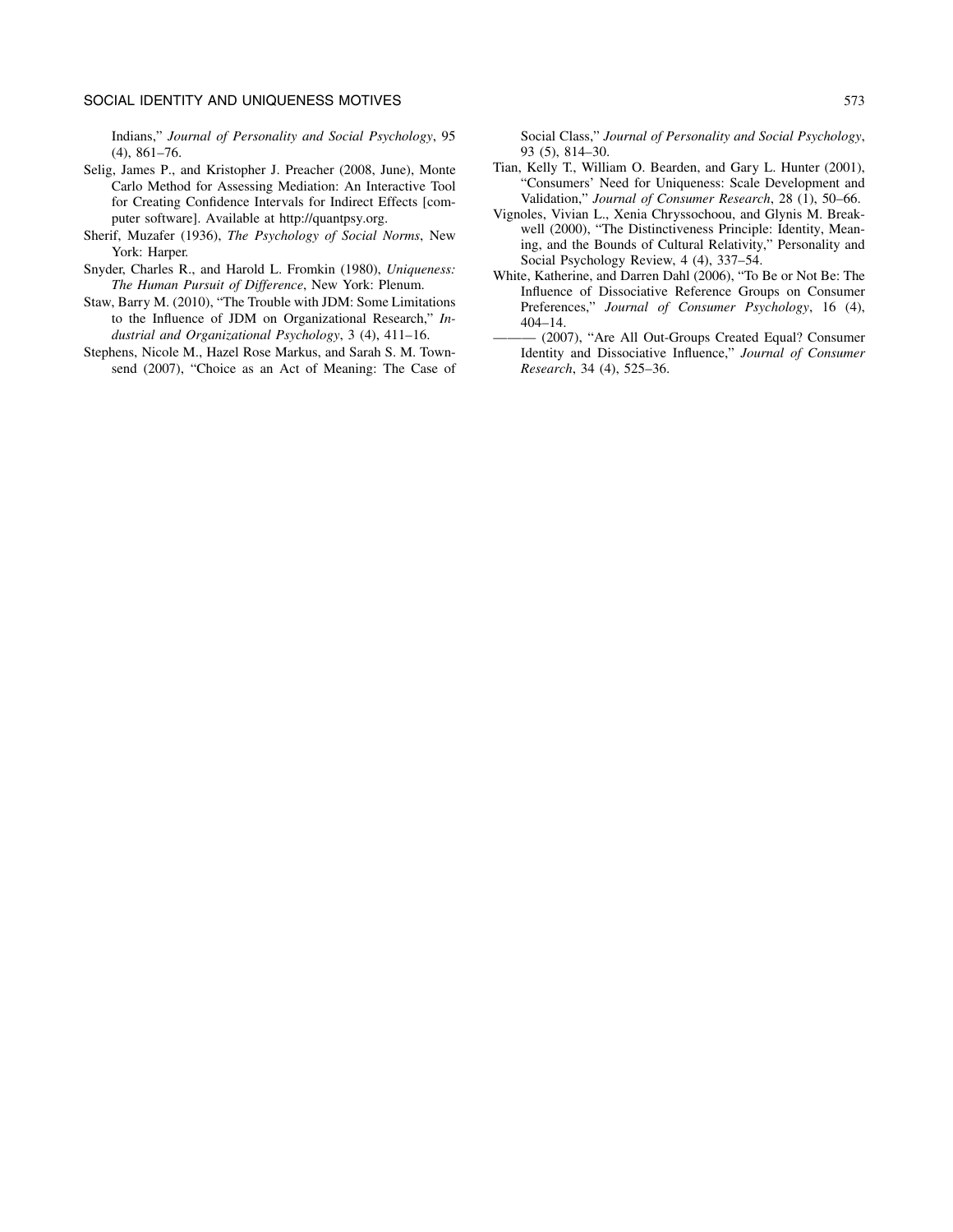Indians," *Journal of Personality and Social Psychology*, 95 (4), 861–76.

Selig, James P., and Kristopher J. Preacher (2008, June), Monte Carlo Method for Assessing Mediation: An Interactive Tool for Creating Confidence Intervals for Indirect Effects [computer software]. Available at http://quantpsy.org.

Sherif, Muzafer (1936), *The Psychology of Social Norms*, New York: Harper.

Snyder, Charles R., and Harold L. Fromkin (1980), *Uniqueness: The Human Pursuit of Difference*, New York: Plenum.

Staw, Barry M. (2010), "The Trouble with JDM: Some Limitations to the Influence of JDM on Organizational Research," *Industrial and Organizational Psychology*, 3 (4), 411–16.

Stephens, Nicole M., Hazel Rose Markus, and Sarah S. M. Townsend (2007), "Choice as an Act of Meaning: The Case of Social Class," *Journal of Personality and Social Psychology*, 93 (5), 814–30.

Tian, Kelly T., William O. Bearden, and Gary L. Hunter (2001), "Consumers' Need for Uniqueness: Scale Development and Validation," *Journal of Consumer Research*, 28 (1), 50–66.

Vignoles, Vivian L., Xenia Chryssochoou, and Glynis M. Breakwell (2000), "The Distinctiveness Principle: Identity, Meaning, and the Bounds of Cultural Relativity," Personality and Social Psychology Review, 4 (4), 337–54.

White, Katherine, and Darren Dahl (2006), "To Be or Not Be: The Influence of Dissociative Reference Groups on Consumer Preferences," *Journal of Consumer Psychology*, 16 (4), 404–14.

——— (2007), "Are All Out-Groups Created Equal? Consumer Identity and Dissociative Influence," *Journal of Consumer Research*, 34 (4), 525–36.